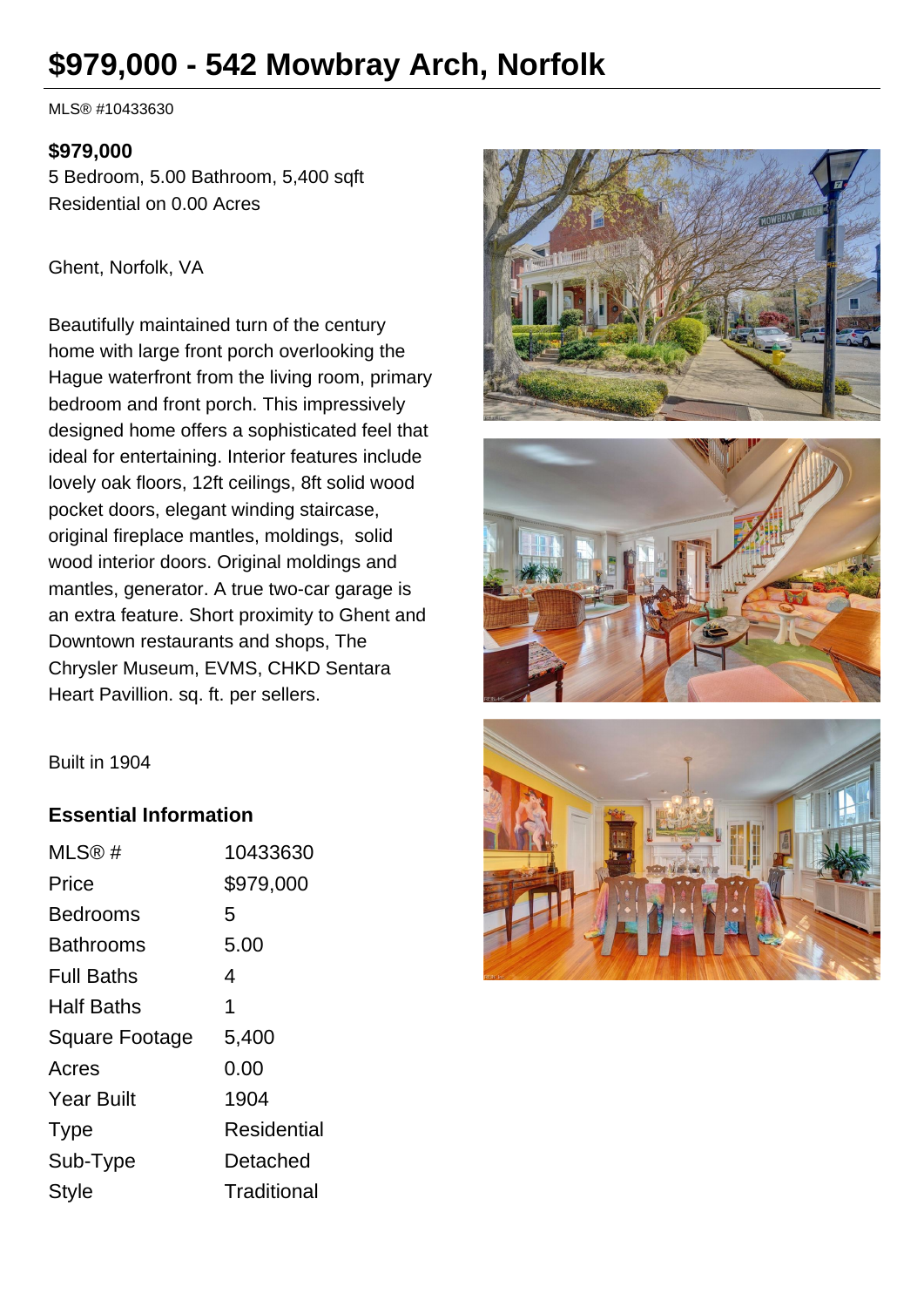# $979,000 - 542 Mowbray Arch, Norfolk

MLS® #10433630

**$979,000**

5 Bedroom, 5.00 Bathroom, 5,400 sqft
Residential on 0.00 Acres

Ghent, Norfolk, VA

Beautifully maintained turn of the century home with large front porch overlooking the Hague waterfront from the living room, primary bedroom and front porch. This impressively designed home offers a sophisticated feel that ideal for entertaining. Interior features include lovely oak floors, 12ft ceilings, 8ft solid wood pocket doors, elegant winding staircase, original fireplace mantles, moldings, solid wood interior doors. Original moldings and mantles, generator. A true two-car garage is an extra feature. Short proximity to Ghent and Downtown restaurants and shops, The Chrysler Museum, EVMS, CHKD Sentara Heart Pavillion. sq. ft. per sellers.

Built in 1904

### Essential Information

| | |
|---|---|
| MLS® # | 10433630 |
| Price | $979,000 |
| Bedrooms | 5 |
| Bathrooms | 5.00 |
| Full Baths | 4 |
| Half Baths | 1 |
| Square Footage | 5,400 |
| Acres | 0.00 |
| Year Built | 1904 |
| Type | Residential |
| Sub-Type | Detached |
| Style | Traditional |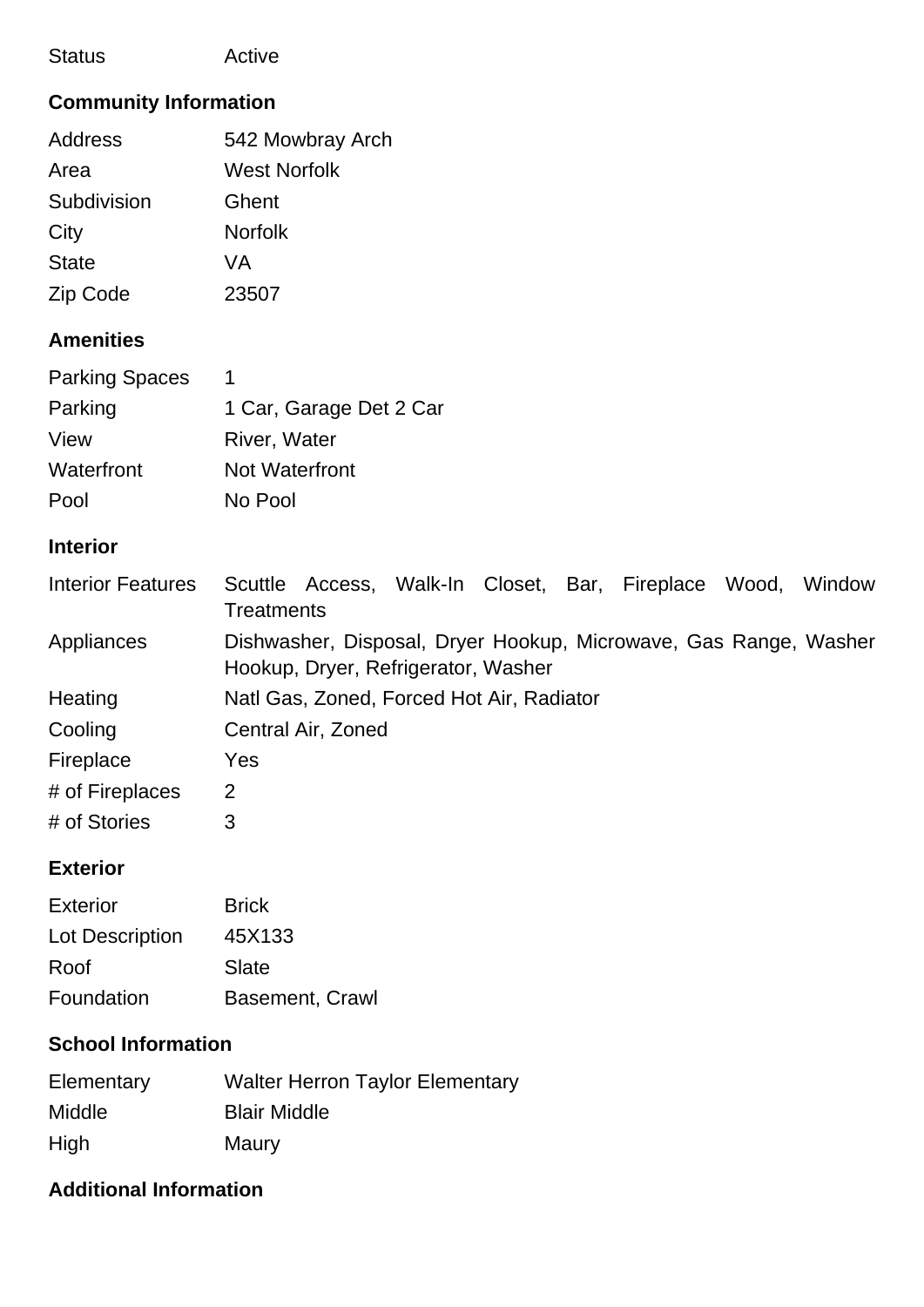| Status | Active |
|---|---|

## Community Information

| | |
|---|---|
| Address | 542 Mowbray Arch |
| Area | West Norfolk |
| Subdivision | Ghent |
| City | Norfolk |
| State | VA |
| Zip Code | 23507 |

## Amenities

| | |
|---|---|
| Parking Spaces | 1 |
| Parking | 1 Car, Garage Det 2 Car |
| View | River, Water |
| Waterfront | Not Waterfront |
| Pool | No Pool |

## Interior

| | |
|---|---|
| Interior Features | Scuttle Access, Walk-In Closet, Bar, Fireplace Wood, Window Treatments |
| Appliances | Dishwasher, Disposal, Dryer Hookup, Microwave, Gas Range, Washer Hookup, Dryer, Refrigerator, Washer |
| Heating | Natl Gas, Zoned, Forced Hot Air, Radiator |
| Cooling | Central Air, Zoned |
| Fireplace | Yes |
| # of Fireplaces | 2 |
| # of Stories | 3 |

## Exterior

| | |
|---|---|
| Exterior | Brick |
| Lot Description | 45X133 |
| Roof | Slate |
| Foundation | Basement, Crawl |

## School Information

| | |
|---|---|
| Elementary | Walter Herron Taylor Elementary |
| Middle | Blair Middle |
| High | Maury |

## Additional Information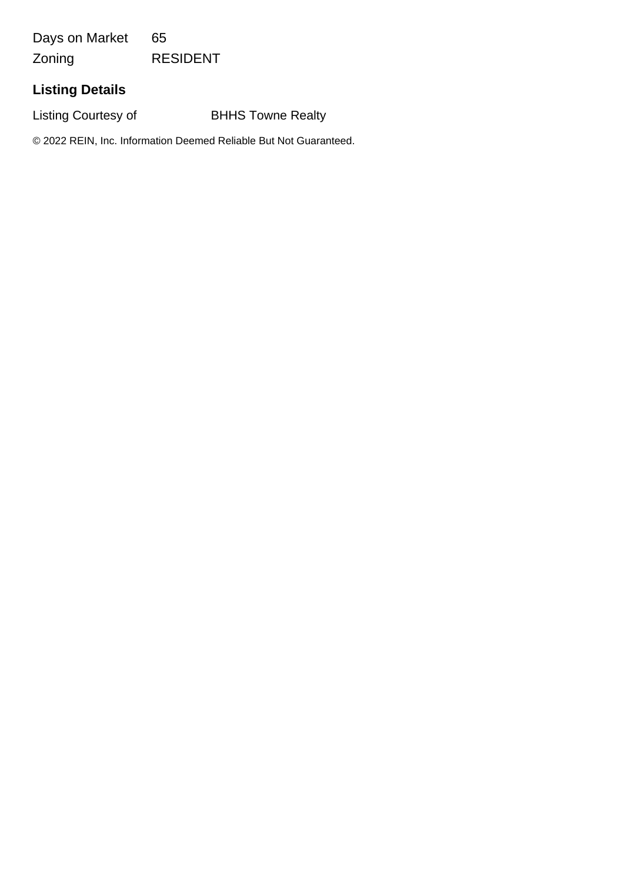| | |
|---|---|
| Days on Market | 65 |
| Zoning | RESIDENT |

## Listing Details

| | |
|---|---|
| Listing Courtesy of | BHHS Towne Realty |

© 2022 REIN, Inc. Information Deemed Reliable But Not Guaranteed.